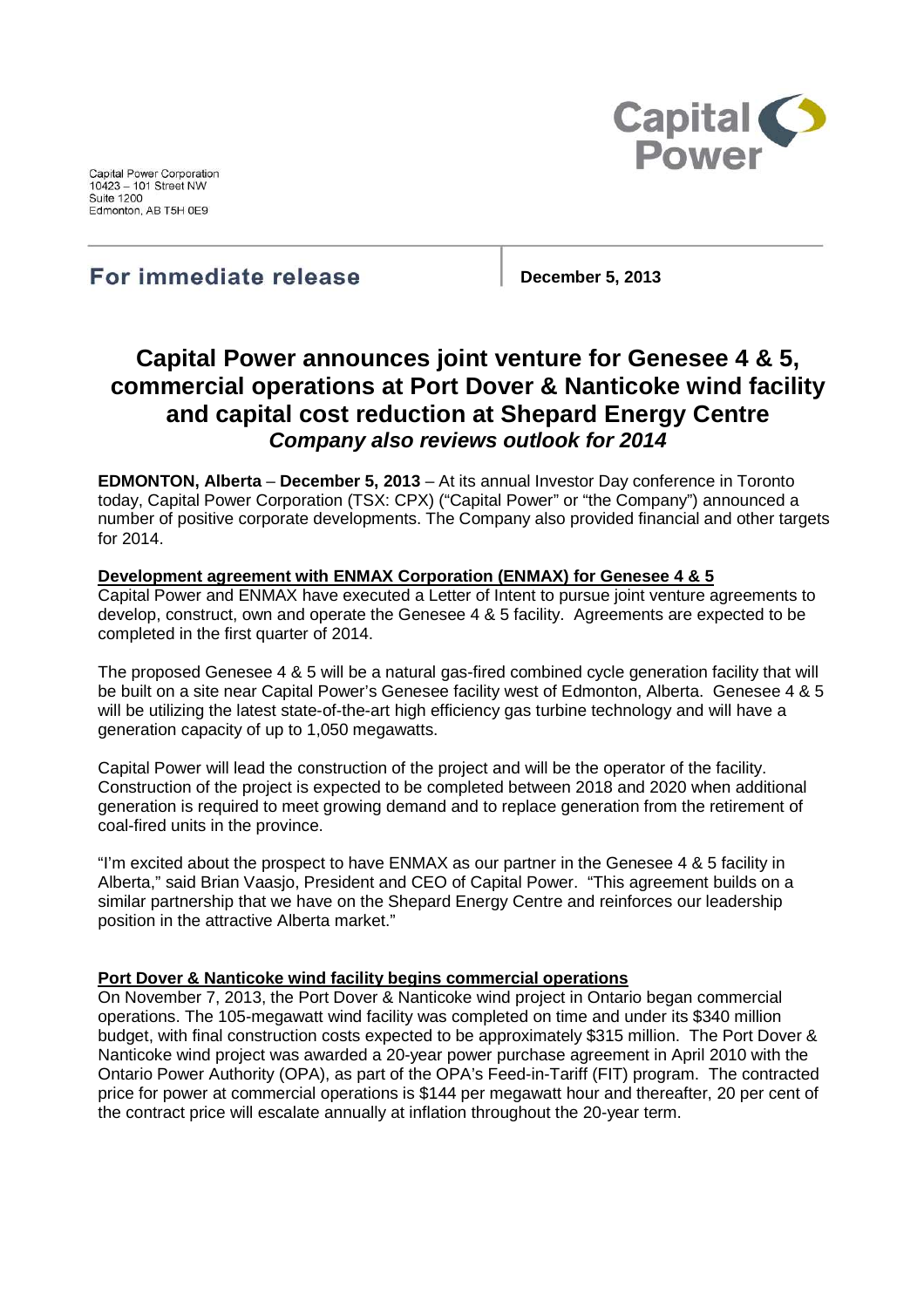Capital Power Corporation
10423 – 101 Street NW
Suite 1200
Edmonton, AB T5H 0E9

**For immediate release** | **December 5, 2013**

# Capital Power announces joint venture for Genesee 4 & 5, commercial operations at Port Dover & Nanticoke wind facility and capital cost reduction at Shepard Energy Centre

## *Company also reviews outlook for 2014*

**EDMONTON, Alberta** – **December 5, 2013** – At its annual Investor Day conference in Toronto today, Capital Power Corporation (TSX: CPX) ("Capital Power" or "the Company") announced a number of positive corporate developments. The Company also provided financial and other targets for 2014.

**Development agreement with ENMAX Corporation (ENMAX) for Genesee 4 & 5**

Capital Power and ENMAX have executed a Letter of Intent to pursue joint venture agreements to develop, construct, own and operate the Genesee 4 & 5 facility. Agreements are expected to be completed in the first quarter of 2014.

The proposed Genesee 4 & 5 will be a natural gas-fired combined cycle generation facility that will be built on a site near Capital Power's Genesee facility west of Edmonton, Alberta. Genesee 4 & 5 will be utilizing the latest state-of-the-art high efficiency gas turbine technology and will have a generation capacity of up to 1,050 megawatts.

Capital Power will lead the construction of the project and will be the operator of the facility. Construction of the project is expected to be completed between 2018 and 2020 when additional generation is required to meet growing demand and to replace generation from the retirement of coal-fired units in the province.

"I'm excited about the prospect to have ENMAX as our partner in the Genesee 4 & 5 facility in Alberta," said Brian Vaasjo, President and CEO of Capital Power. "This agreement builds on a similar partnership that we have on the Shepard Energy Centre and reinforces our leadership position in the attractive Alberta market."

**Port Dover & Nanticoke wind facility begins commercial operations**

On November 7, 2013, the Port Dover & Nanticoke wind project in Ontario began commercial operations. The 105-megawatt wind facility was completed on time and under its $340 million budget, with final construction costs expected to be approximately $315 million. The Port Dover & Nanticoke wind project was awarded a 20-year power purchase agreement in April 2010 with the Ontario Power Authority (OPA), as part of the OPA's Feed-in-Tariff (FIT) program. The contracted price for power at commercial operations is $144 per megawatt hour and thereafter, 20 per cent of the contract price will escalate annually at inflation throughout the 20-year term.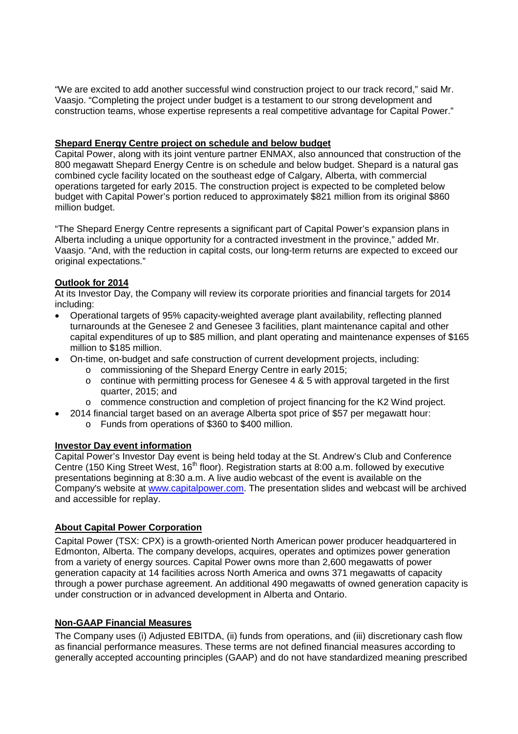"We are excited to add another successful wind construction project to our track record," said Mr. Vaasjo. "Completing the project under budget is a testament to our strong development and construction teams, whose expertise represents a real competitive advantage for Capital Power."

## Shepard Energy Centre project on schedule and below budget

Capital Power, along with its joint venture partner ENMAX, also announced that construction of the 800 megawatt Shepard Energy Centre is on schedule and below budget. Shepard is a natural gas combined cycle facility located on the southeast edge of Calgary, Alberta, with commercial operations targeted for early 2015. The construction project is expected to be completed below budget with Capital Power's portion reduced to approximately $821 million from its original $860 million budget.

"The Shepard Energy Centre represents a significant part of Capital Power's expansion plans in Alberta including a unique opportunity for a contracted investment in the province," added Mr. Vaasjo. "And, with the reduction in capital costs, our long-term returns are expected to exceed our original expectations."

## Outlook for 2014

At its Investor Day, the Company will review its corporate priorities and financial targets for 2014 including:

- Operational targets of 95% capacity-weighted average plant availability, reflecting planned turnarounds at the Genesee 2 and Genesee 3 facilities, plant maintenance capital and other capital expenditures of up to $85 million, and plant operating and maintenance expenses of $165 million to $185 million.
- On-time, on-budget and safe construction of current development projects, including:
  - commissioning of the Shepard Energy Centre in early 2015;
  - continue with permitting process for Genesee 4 & 5 with approval targeted in the first quarter, 2015; and
  - commence construction and completion of project financing for the K2 Wind project.
- 2014 financial target based on an average Alberta spot price of $57 per megawatt hour:
  - Funds from operations of $360 to $400 million.

## Investor Day event information

Capital Power's Investor Day event is being held today at the St. Andrew's Club and Conference Centre (150 King Street West, 16th floor). Registration starts at 8:00 a.m. followed by executive presentations beginning at 8:30 a.m. A live audio webcast of the event is available on the Company's website at www.capitalpower.com. The presentation slides and webcast will be archived and accessible for replay.

## About Capital Power Corporation

Capital Power (TSX: CPX) is a growth-oriented North American power producer headquartered in Edmonton, Alberta. The company develops, acquires, operates and optimizes power generation from a variety of energy sources. Capital Power owns more than 2,600 megawatts of power generation capacity at 14 facilities across North America and owns 371 megawatts of capacity through a power purchase agreement. An additional 490 megawatts of owned generation capacity is under construction or in advanced development in Alberta and Ontario.

## Non-GAAP Financial Measures

The Company uses (i) Adjusted EBITDA, (ii) funds from operations, and (iii) discretionary cash flow as financial performance measures. These terms are not defined financial measures according to generally accepted accounting principles (GAAP) and do not have standardized meaning prescribed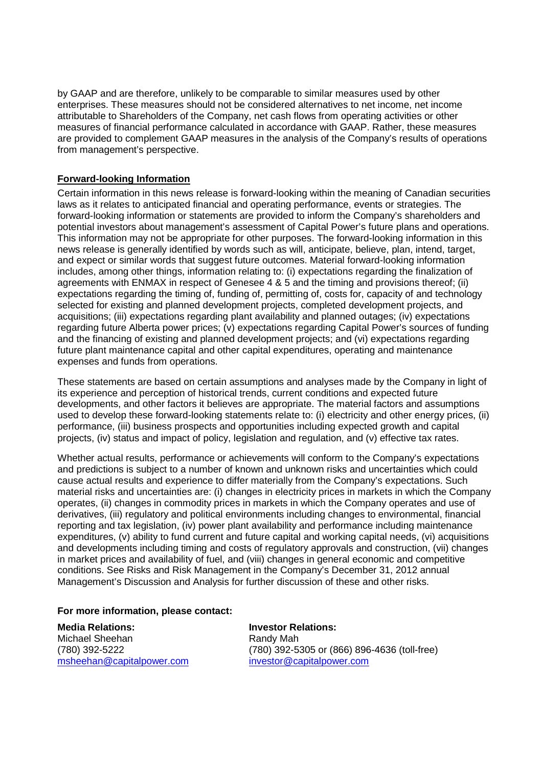by GAAP and are therefore, unlikely to be comparable to similar measures used by other enterprises. These measures should not be considered alternatives to net income, net income attributable to Shareholders of the Company, net cash flows from operating activities or other measures of financial performance calculated in accordance with GAAP. Rather, these measures are provided to complement GAAP measures in the analysis of the Company's results of operations from management's perspective.

**Forward-looking Information**

Certain information in this news release is forward-looking within the meaning of Canadian securities laws as it relates to anticipated financial and operating performance, events or strategies. The forward-looking information or statements are provided to inform the Company's shareholders and potential investors about management's assessment of Capital Power's future plans and operations. This information may not be appropriate for other purposes. The forward-looking information in this news release is generally identified by words such as will, anticipate, believe, plan, intend, target, and expect or similar words that suggest future outcomes. Material forward-looking information includes, among other things, information relating to: (i) expectations regarding the finalization of agreements with ENMAX in respect of Genesee 4 & 5 and the timing and provisions thereof; (ii) expectations regarding the timing of, funding of, permitting of, costs for, capacity of and technology selected for existing and planned development projects, completed development projects, and acquisitions; (iii) expectations regarding plant availability and planned outages; (iv) expectations regarding future Alberta power prices; (v) expectations regarding Capital Power's sources of funding and the financing of existing and planned development projects; and (vi) expectations regarding future plant maintenance capital and other capital expenditures, operating and maintenance expenses and funds from operations.

These statements are based on certain assumptions and analyses made by the Company in light of its experience and perception of historical trends, current conditions and expected future developments, and other factors it believes are appropriate. The material factors and assumptions used to develop these forward-looking statements relate to: (i) electricity and other energy prices, (ii) performance, (iii) business prospects and opportunities including expected growth and capital projects, (iv) status and impact of policy, legislation and regulation, and (v) effective tax rates.

Whether actual results, performance or achievements will conform to the Company's expectations and predictions is subject to a number of known and unknown risks and uncertainties which could cause actual results and experience to differ materially from the Company's expectations. Such material risks and uncertainties are: (i) changes in electricity prices in markets in which the Company operates, (ii) changes in commodity prices in markets in which the Company operates and use of derivatives, (iii) regulatory and political environments including changes to environmental, financial reporting and tax legislation, (iv) power plant availability and performance including maintenance expenditures, (v) ability to fund current and future capital and working capital needs, (vi) acquisitions and developments including timing and costs of regulatory approvals and construction, (vii) changes in market prices and availability of fuel, and (viii) changes in general economic and competitive conditions. See Risks and Risk Management in the Company's December 31, 2012 annual Management's Discussion and Analysis for further discussion of these and other risks.

**For more information, please contact:**

**Media Relations:**
Michael Sheehan
(780) 392-5222
msheehan@capitalpower.com

**Investor Relations:**
Randy Mah
(780) 392-5305 or (866) 896-4636 (toll-free)
investor@capitalpower.com